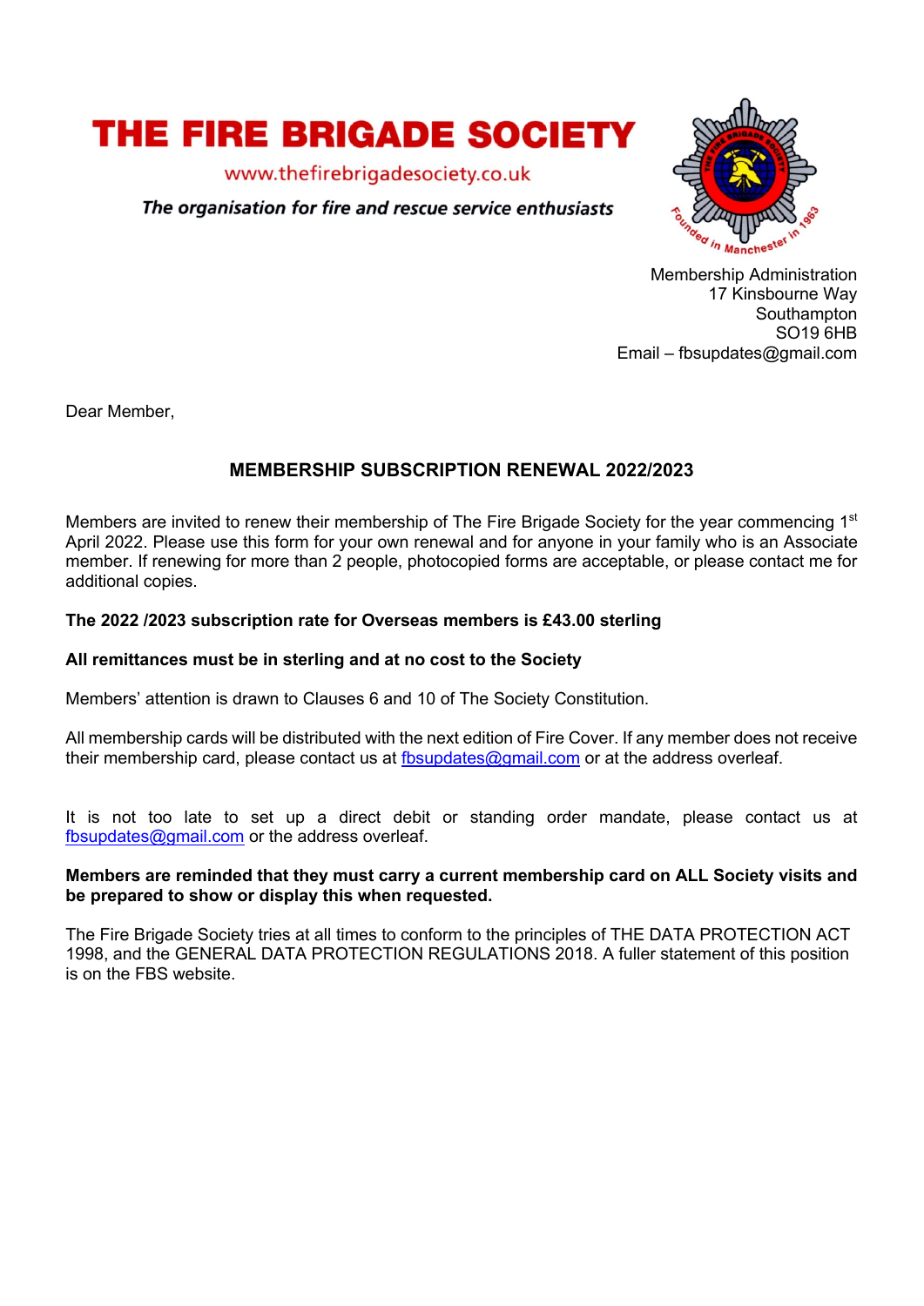# THE FIRE BRIGADE SOCIETY

www.thefirebrigadesociety.co.uk

*The organisation for fire and rescue service enthusiasts*

Founded in Manchester in 1963

Membership Administration
17 Kinsbourne Way
Southampton
SO19 6HB
Email – fbsupdates@gmail.com

Dear Member,

## MEMBERSHIP SUBSCRIPTION RENEWAL 2022/2023

Members are invited to renew their membership of The Fire Brigade Society for the year commencing 1st April 2022. Please use this form for your own renewal and for anyone in your family who is an Associate member. If renewing for more than 2 people, photocopied forms are acceptable, or please contact me for additional copies.

**The 2022 /2023 subscription rate for Overseas members is £43.00 sterling**

**All remittances must be in sterling and at no cost to the Society**

Members' attention is drawn to Clauses 6 and 10 of The Society Constitution.

All membership cards will be distributed with the next edition of Fire Cover. If any member does not receive their membership card, please contact us at fbsupdates@gmail.com or at the address overleaf.

It is not too late to set up a direct debit or standing order mandate, please contact us at fbsupdates@gmail.com or the address overleaf.

**Members are reminded that they must carry a current membership card on ALL Society visits and be prepared to show or display this when requested.**

The Fire Brigade Society tries at all times to conform to the principles of THE DATA PROTECTION ACT 1998, and the GENERAL DATA PROTECTION REGULATIONS 2018. A fuller statement of this position is on the FBS website.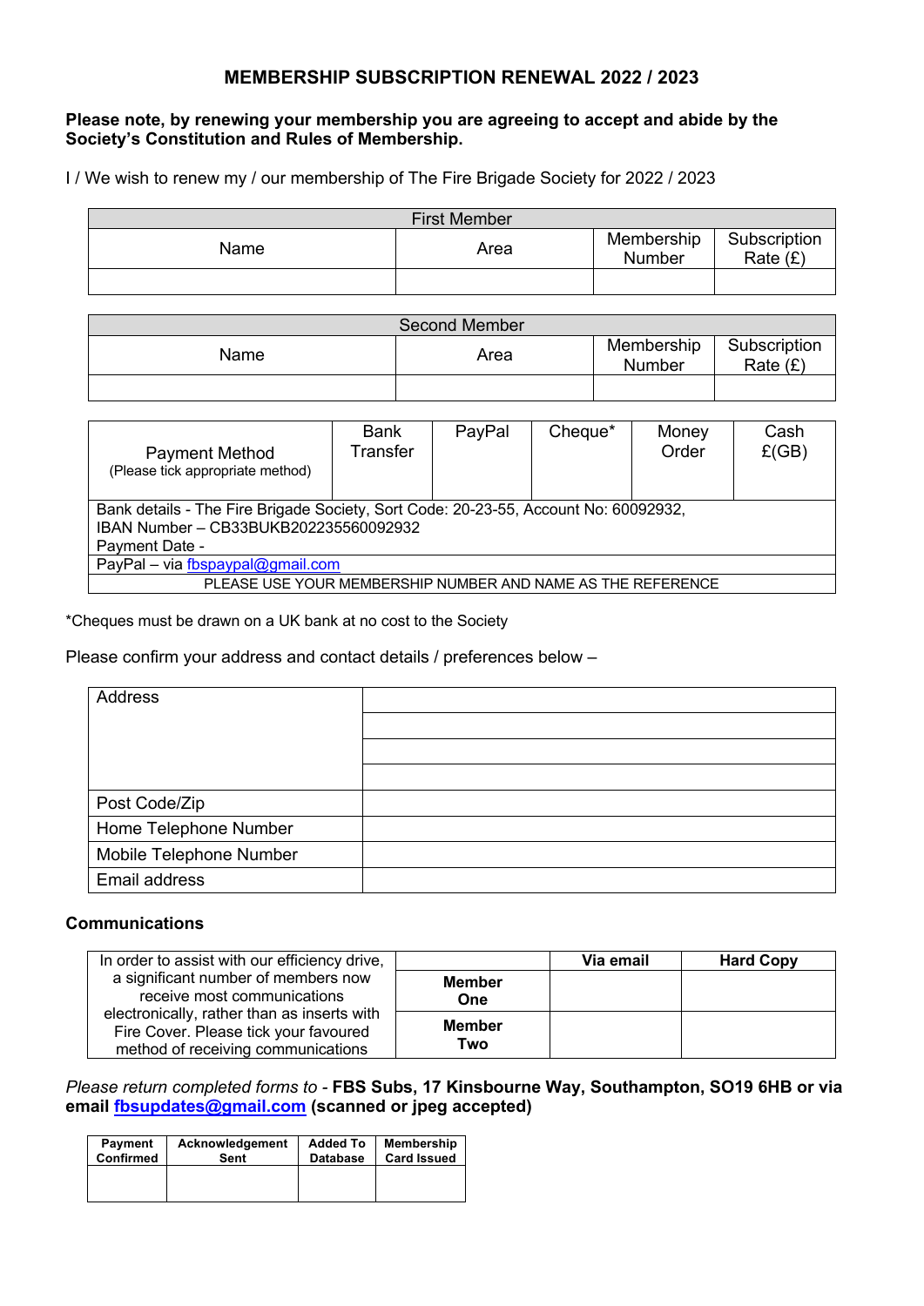# MEMBERSHIP SUBSCRIPTION RENEWAL 2022 / 2023

**Please note, by renewing your membership you are agreeing to accept and abide by the Society's Constitution and Rules of Membership.**

I / We wish to renew my / our membership of The Fire Brigade Society for 2022 / 2023

| First Member | | | |
|---|---|---|---|
| Name | Area | Membership Number | Subscription Rate (£) |
| | | | |

| Second Member | | | |
|---|---|---|---|
| Name | Area | Membership Number | Subscription Rate (£) |
| | | | |

| Payment Method (Please tick appropriate method) | Bank Transfer | PayPal | Cheque* | Money Order | Cash £(GB) |
|---|---|---|---|---|---|
| | | | | | |
| Bank details - The Fire Brigade Society, Sort Code: 20-23-55, Account No: 60092932, IBAN Number – CB33BUKB202235560092932 Payment Date - | | | | | |
| PayPal – via fbspaypal@gmail.com | | | | | |
| PLEASE USE YOUR MEMBERSHIP NUMBER AND NAME AS THE REFERENCE | | | | | |

*Cheques must be drawn on a UK bank at no cost to the Society

Please confirm your address and contact details / preferences below –

| | |
|---|---|
| Address | |
| | |
| | |
| | |
| Post Code/Zip | |
| Home Telephone Number | |
| Mobile Telephone Number | |
| Email address | |

### Communications

| In order to assist with our efficiency drive, a significant number of members now receive most communications electronically, rather than as inserts with Fire Cover. Please tick your favoured method of receiving communications | | **Via email** | **Hard Copy** |
|---|---|---|---|
| | **Member One** | | |
| | **Member Two** | | |

*Please return completed forms to -* **FBS Subs, 17 Kinsbourne Way, Southampton, SO19 6HB or via email fbsupdates@gmail.com (scanned or jpeg accepted)**

| Payment Confirmed | Acknowledgement Sent | Added To Database | Membership Card Issued |
|---|---|---|---|
| | | | |